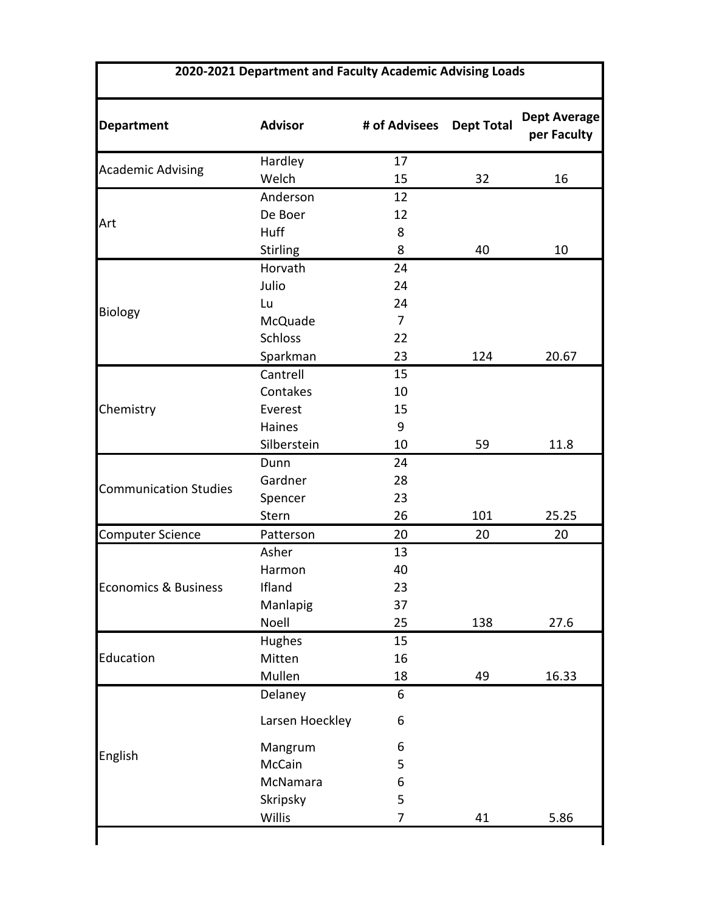# 2020-2021 Department and Faculty Academic Advising Loads

| Department | Advisor | # of Advisees | Dept Total | Dept Average per Faculty |
|---|---|---|---|---|
| Academic Advising | Hardley | 17 | | |
| | Welch | 15 | 32 | 16 |
| Art | Anderson | 12 | | |
| | De Boer | 12 | | |
| | Huff | 8 | | |
| | Stirling | 8 | 40 | 10 |
| Biology | Horvath | 24 | | |
| | Julio | 24 | | |
| | Lu | 24 | | |
| | McQuade | 7 | | |
| | Schloss | 22 | | |
| | Sparkman | 23 | 124 | 20.67 |
| Chemistry | Cantrell | 15 | | |
| | Contakes | 10 | | |
| | Everest | 15 | | |
| | Haines | 9 | | |
| | Silberstein | 10 | 59 | 11.8 |
| Communication Studies | Dunn | 24 | | |
| | Gardner | 28 | | |
| | Spencer | 23 | | |
| | Stern | 26 | 101 | 25.25 |
| Computer Science | Patterson | 20 | 20 | 20 |
| Economics & Business | Asher | 13 | | |
| | Harmon | 40 | | |
| | Ifland | 23 | | |
| | Manlapig | 37 | | |
| | Noell | 25 | 138 | 27.6 |
| Education | Hughes | 15 | | |
| | Mitten | 16 | | |
| | Mullen | 18 | 49 | 16.33 |
| English | Delaney | 6 | | |
| | Larsen Hoeckley | 6 | | |
| | Mangrum | 6 | | |
| | McCain | 5 | | |
| | McNamara | 6 | | |
| | Skripsky | 5 | | |
| | Willis | 7 | 41 | 5.86 |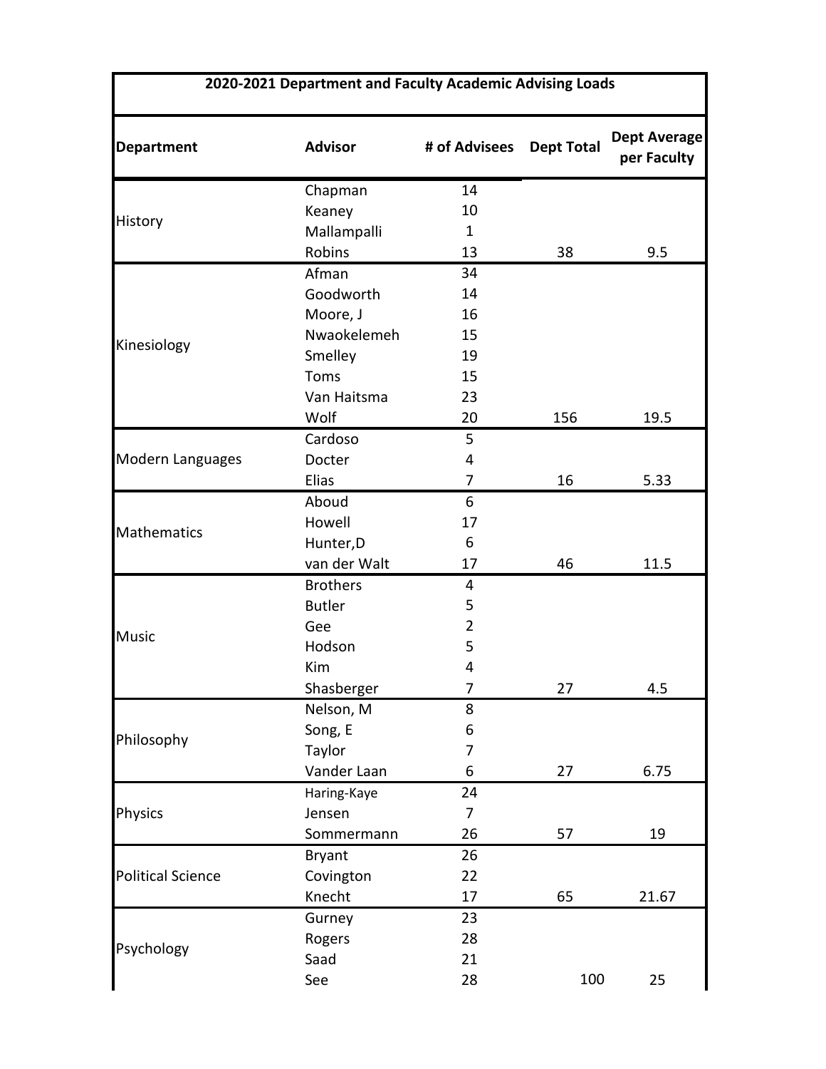| 2020-2021 Department and Faculty Academic Advising Loads | | | | |
|---|---|---|---|---|
| **Department** | **Advisor** | **# of Advisees** | **Dept Total** | **Dept Average per Faculty** |
| History | Chapman | 14 | | |
| | Keaney | 10 | | |
| | Mallampalli | 1 | | |
| | Robins | 13 | 38 | 9.5 |
| Kinesiology | Afman | 34 | | |
| | Goodworth | 14 | | |
| | Moore, J | 16 | | |
| | Nwaokelemeh | 15 | | |
| | Smelley | 19 | | |
| | Toms | 15 | | |
| | Van Haitsma | 23 | | |
| | Wolf | 20 | 156 | 19.5 |
| Modern Languages | Cardoso | 5 | | |
| | Docter | 4 | | |
| | Elias | 7 | 16 | 5.33 |
| Mathematics | Aboud | 6 | | |
| | Howell | 17 | | |
| | Hunter,D | 6 | | |
| | van der Walt | 17 | 46 | 11.5 |
| Music | Brothers | 4 | | |
| | Butler | 5 | | |
| | Gee | 2 | | |
| | Hodson | 5 | | |
| | Kim | 4 | | |
| | Shasberger | 7 | 27 | 4.5 |
| Philosophy | Nelson, M | 8 | | |
| | Song, E | 6 | | |
| | Taylor | 7 | | |
| | Vander Laan | 6 | 27 | 6.75 |
| Physics | Haring-Kaye | 24 | | |
| | Jensen | 7 | | |
| | Sommermann | 26 | 57 | 19 |
| Political Science | Bryant | 26 | | |
| | Covington | 22 | | |
| | Knecht | 17 | 65 | 21.67 |
| Psychology | Gurney | 23 | | |
| | Rogers | 28 | | |
| | Saad | 21 | | |
| | See | 28 | 100 | 25 |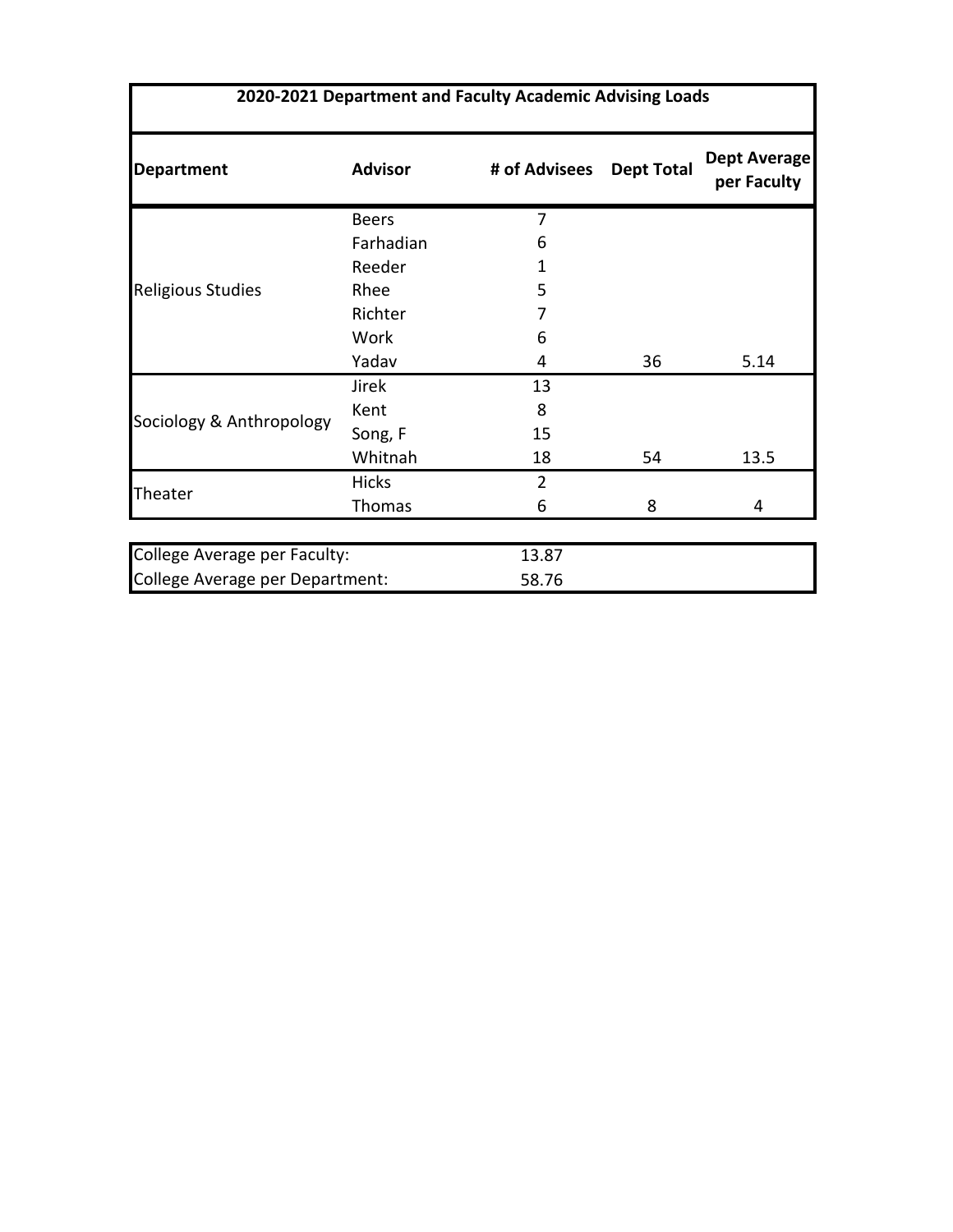## 2020-2021 Department and Faculty Academic Advising Loads

| Department | Advisor | # of Advisees | Dept Total | Dept Average per Faculty |
|---|---|---|---|---|
| Religious Studies | Beers | 7 | | |
| | Farhadian | 6 | | |
| | Reeder | 1 | | |
| | Rhee | 5 | | |
| | Richter | 7 | | |
| | Work | 6 | | |
| | Yadav | 4 | 36 | 5.14 |
| Sociology & Anthropology | Jirek | 13 | | |
| | Kent | 8 | | |
| | Song, F | 15 | | |
| | Whitnah | 18 | 54 | 13.5 |
| Theater | Hicks | 2 | | |
| | Thomas | 6 | 8 | 4 |

| | |
|---|---|
| College Average per Faculty: | 13.87 |
| College Average per Department: | 58.76 |